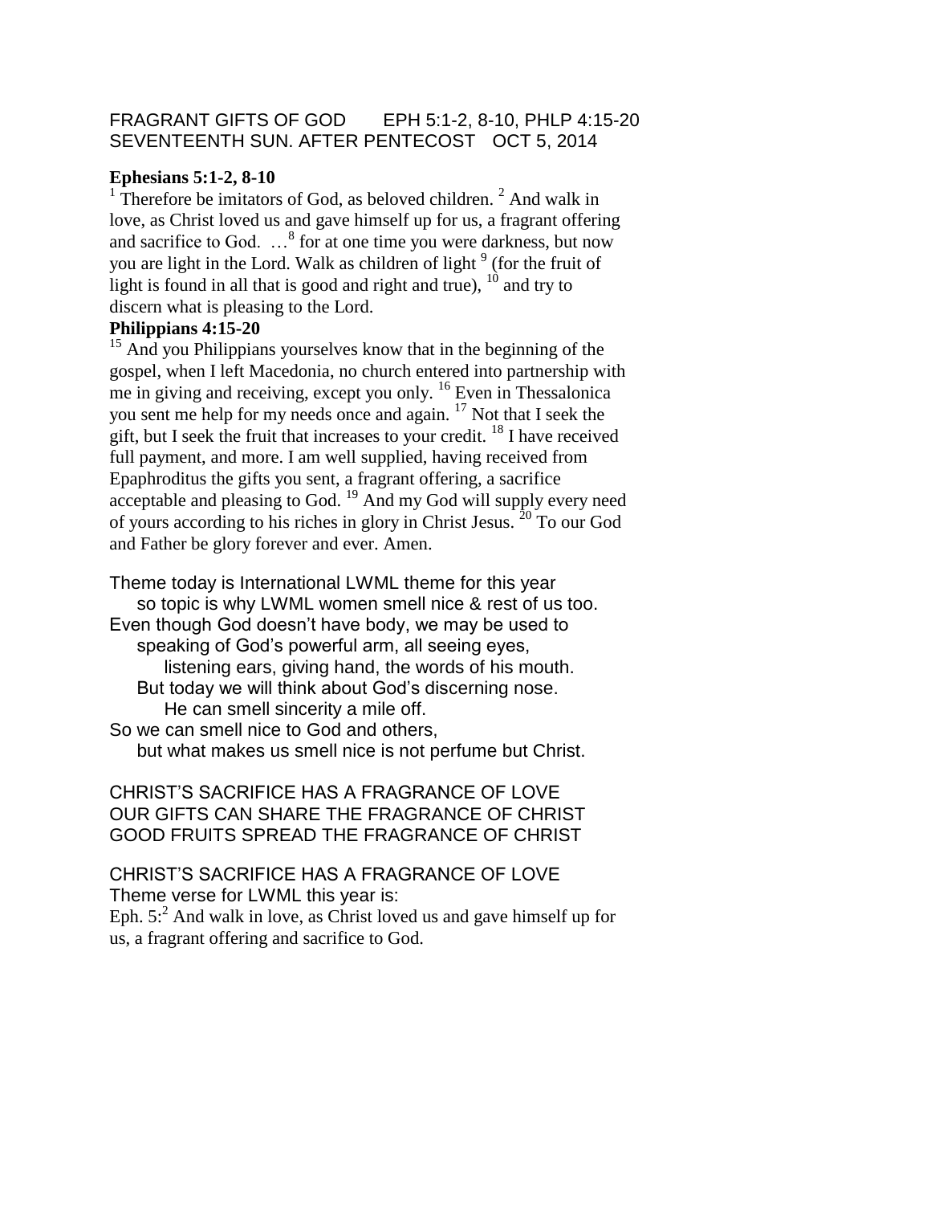FRAGRANT GIFTS OF GOD    EPH 5:1-2, 8-10, PHLP 4:15-20
SEVENTEENTH SUN. AFTER PENTECOST   OCT 5, 2014

**Ephesians 5:1-2, 8-10**

[1] Therefore be imitators of God, as beloved children. [2] And walk in love, as Christ loved us and gave himself up for us, a fragrant offering and sacrifice to God. …[8] for at one time you were darkness, but now you are light in the Lord. Walk as children of light [9] (for the fruit of light is found in all that is good and right and true), [10] and try to discern what is pleasing to the Lord.

**Philippians 4:15-20**

[15] And you Philippians yourselves know that in the beginning of the gospel, when I left Macedonia, no church entered into partnership with me in giving and receiving, except you only. [16] Even in Thessalonica you sent me help for my needs once and again. [17] Not that I seek the gift, but I seek the fruit that increases to your credit. [18] I have received full payment, and more. I am well supplied, having received from Epaphroditus the gifts you sent, a fragrant offering, a sacrifice acceptable and pleasing to God. [19] And my God will supply every need of yours according to his riches in glory in Christ Jesus. [20] To our God and Father be glory forever and ever. Amen.

Theme today is International LWML theme for this year
so topic is why LWML women smell nice & rest of us too.
Even though God doesn't have body, we may be used to
speaking of God's powerful arm, all seeing eyes,
listening ears, giving hand, the words of his mouth.
But today we will think about God's discerning nose.
He can smell sincerity a mile off.
So we can smell nice to God and others,
but what makes us smell nice is not perfume but Christ.

CHRIST'S SACRIFICE HAS A FRAGRANCE OF LOVE
OUR GIFTS CAN SHARE THE FRAGRANCE OF CHRIST
GOOD FRUITS SPREAD THE FRAGRANCE OF CHRIST

CHRIST'S SACRIFICE HAS A FRAGRANCE OF LOVE
Theme verse for LWML this year is:
Eph. 5:[2] And walk in love, as Christ loved us and gave himself up for us, a fragrant offering and sacrifice to God.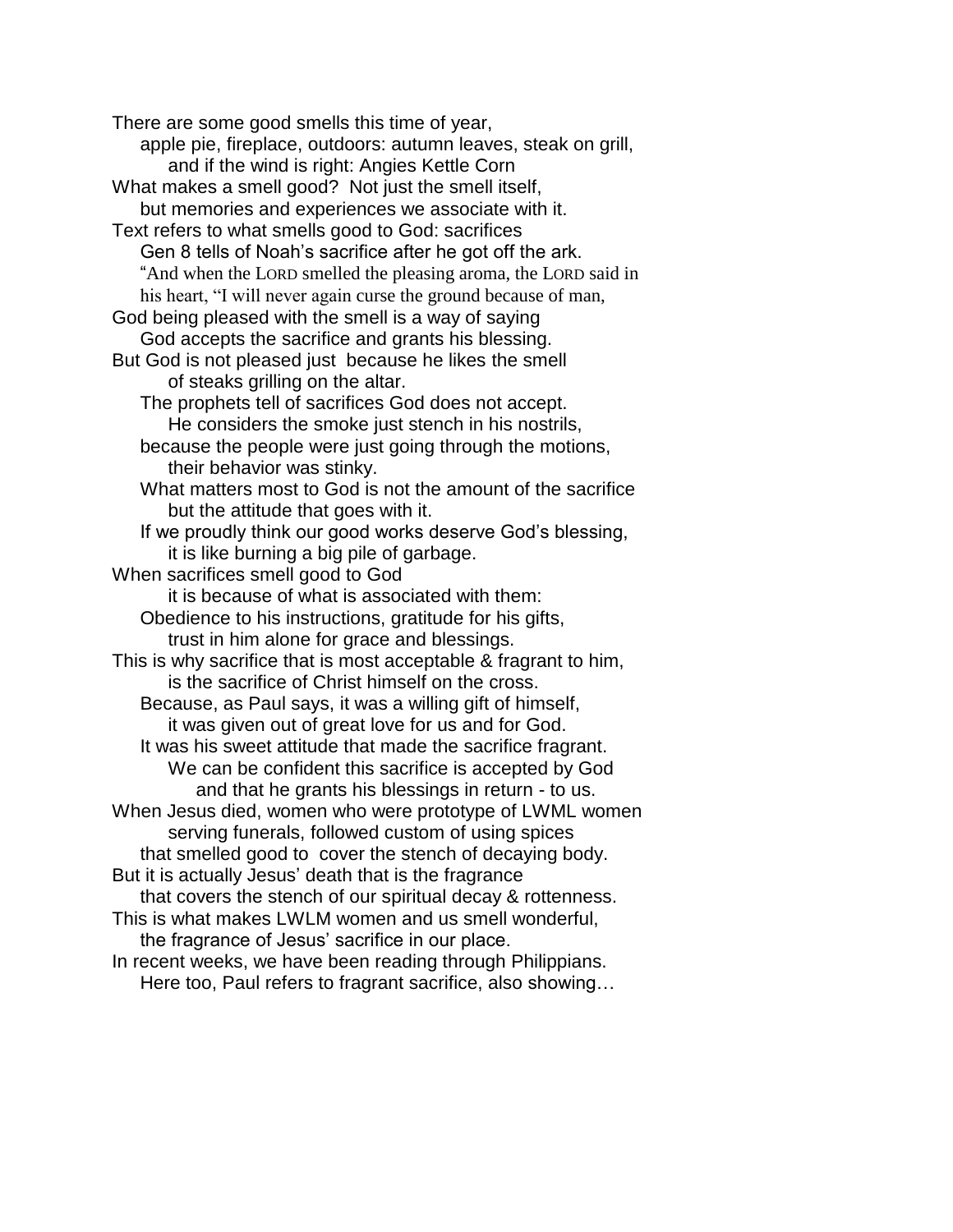There are some good smells this time of year,
apple pie, fireplace, outdoors: autumn leaves, steak on grill,
and if the wind is right: Angies Kettle Corn

What makes a smell good? Not just the smell itself,
but memories and experiences we associate with it.

Text refers to what smells good to God: sacrifices
Gen 8 tells of Noah's sacrifice after he got off the ark.
"And when the LORD smelled the pleasing aroma, the LORD said in his heart, "I will never again curse the ground because of man,

God being pleased with the smell is a way of saying
God accepts the sacrifice and grants his blessing.

But God is not pleased just because he likes the smell
of steaks grilling on the altar.
The prophets tell of sacrifices God does not accept.
He considers the smoke just stench in his nostrils,
because the people were just going through the motions,
their behavior was stinky.
What matters most to God is not the amount of the sacrifice
but the attitude that goes with it.
If we proudly think our good works deserve God's blessing,
it is like burning a big pile of garbage.

When sacrifices smell good to God
it is because of what is associated with them:
Obedience to his instructions, gratitude for his gifts,
trust in him alone for grace and blessings.

This is why sacrifice that is most acceptable & fragrant to him,
is the sacrifice of Christ himself on the cross.
Because, as Paul says, it was a willing gift of himself,
it was given out of great love for us and for God.
It was his sweet attitude that made the sacrifice fragrant.
We can be confident this sacrifice is accepted by God
and that he grants his blessings in return - to us.

When Jesus died, women who were prototype of LWML women
serving funerals, followed custom of using spices
that smelled good to cover the stench of decaying body.

But it is actually Jesus' death that is the fragrance
that covers the stench of our spiritual decay & rottenness.

This is what makes LWLM women and us smell wonderful,
the fragrance of Jesus' sacrifice in our place.

In recent weeks, we have been reading through Philippians.
Here too, Paul refers to fragrant sacrifice, also showing…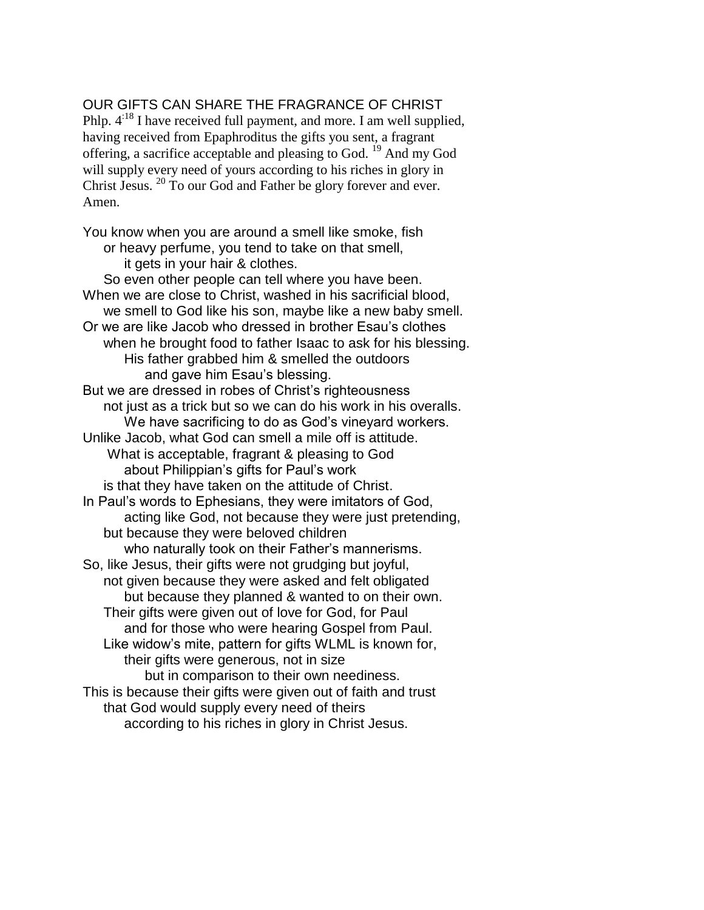OUR GIFTS CAN SHARE THE FRAGRANCE OF CHRIST

Phlp. 4:[18] I have received full payment, and more. I am well supplied, having received from Epaphroditus the gifts you sent, a fragrant offering, a sacrifice acceptable and pleasing to God. [19] And my God will supply every need of yours according to his riches in glory in Christ Jesus. [20] To our God and Father be glory forever and ever. Amen.

You know when you are around a smell like smoke, fish
or heavy perfume, you tend to take on that smell,
it gets in your hair & clothes.
So even other people can tell where you have been.
When we are close to Christ, washed in his sacrificial blood,
we smell to God like his son, maybe like a new baby smell.
Or we are like Jacob who dressed in brother Esau's clothes
when he brought food to father Isaac to ask for his blessing.
His father grabbed him & smelled the outdoors
and gave him Esau's blessing.
But we are dressed in robes of Christ's righteousness
not just as a trick but so we can do his work in his overalls.
We have sacrificing to do as God's vineyard workers.
Unlike Jacob, what God can smell a mile off is attitude.
What is acceptable, fragrant & pleasing to God
about Philippian's gifts for Paul's work
is that they have taken on the attitude of Christ.
In Paul's words to Ephesians, they were imitators of God,
acting like God, not because they were just pretending,
but because they were beloved children
who naturally took on their Father's mannerisms.
So, like Jesus, their gifts were not grudging but joyful,
not given because they were asked and felt obligated
but because they planned & wanted to on their own.
Their gifts were given out of love for God, for Paul
and for those who were hearing Gospel from Paul.
Like widow's mite, pattern for gifts WLML is known for,
their gifts were generous, not in size
but in comparison to their own neediness.
This is because their gifts were given out of faith and trust
that God would supply every need of theirs
according to his riches in glory in Christ Jesus.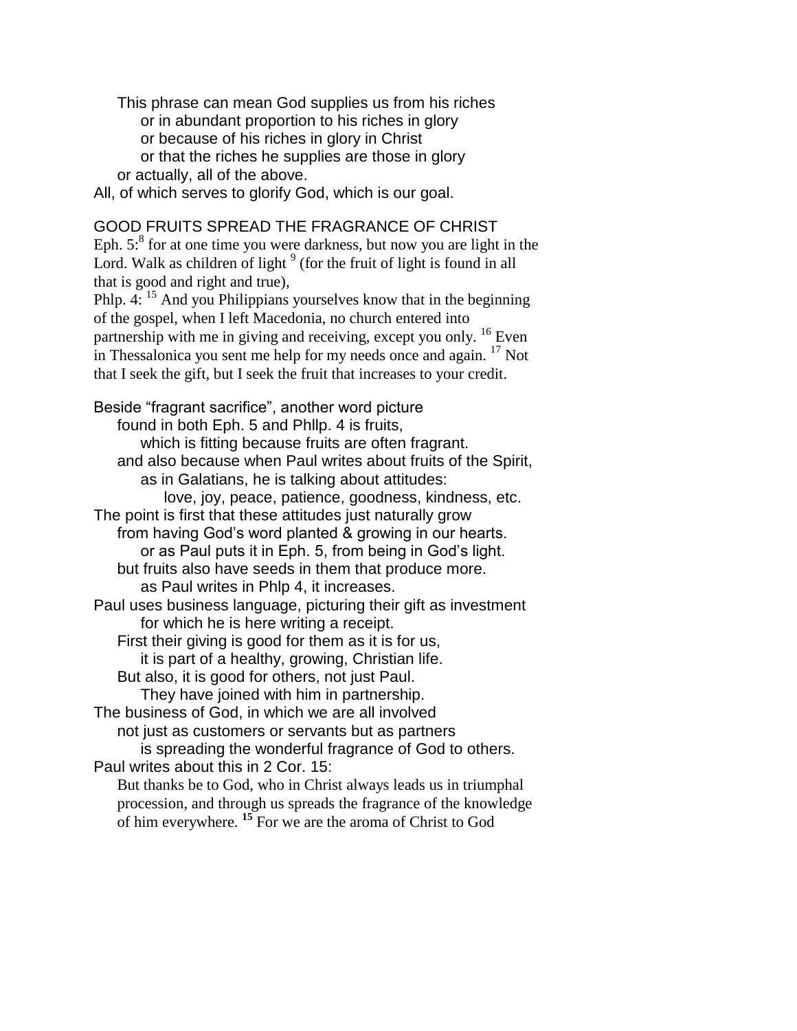This phrase can mean God supplies us from his riches
or in abundant proportion to his riches in glory
or because of his riches in glory in Christ
or that the riches he supplies are those in glory
or actually, all of the above.

All, of which serves to glorify God, which is our goal.

## GOOD FRUITS SPREAD THE FRAGRANCE OF CHRIST

Eph. 5:[8] for at one time you were darkness, but now you are light in the Lord. Walk as children of light [9] (for the fruit of light is found in all that is good and right and true),

Phlp. 4: [15] And you Philippians yourselves know that in the beginning of the gospel, when I left Macedonia, no church entered into partnership with me in giving and receiving, except you only. [16] Even in Thessalonica you sent me help for my needs once and again. [17] Not that I seek the gift, but I seek the fruit that increases to your credit.

Beside "fragrant sacrifice", another word picture
found in both Eph. 5 and Phllp. 4 is fruits,
which is fitting because fruits are often fragrant.
and also because when Paul writes about fruits of the Spirit,
as in Galatians, he is talking about attitudes:
love, joy, peace, patience, goodness, kindness, etc.

The point is first that these attitudes just naturally grow
from having God's word planted & growing in our hearts.
or as Paul puts it in Eph. 5, from being in God's light.
but fruits also have seeds in them that produce more.
as Paul writes in Phlp 4, it increases.

Paul uses business language, picturing their gift as investment
for which he is here writing a receipt.
First their giving is good for them as it is for us,
it is part of a healthy, growing, Christian life.
But also, it is good for others, not just Paul.
They have joined with him in partnership.

The business of God, in which we are all involved
not just as customers or servants but as partners
is spreading the wonderful fragrance of God to others.

Paul writes about this in 2 Cor. 15:

> But thanks be to God, who in Christ always leads us in triumphal procession, and through us spreads the fragrance of the knowledge of him everywhere. **[15]** For we are the aroma of Christ to God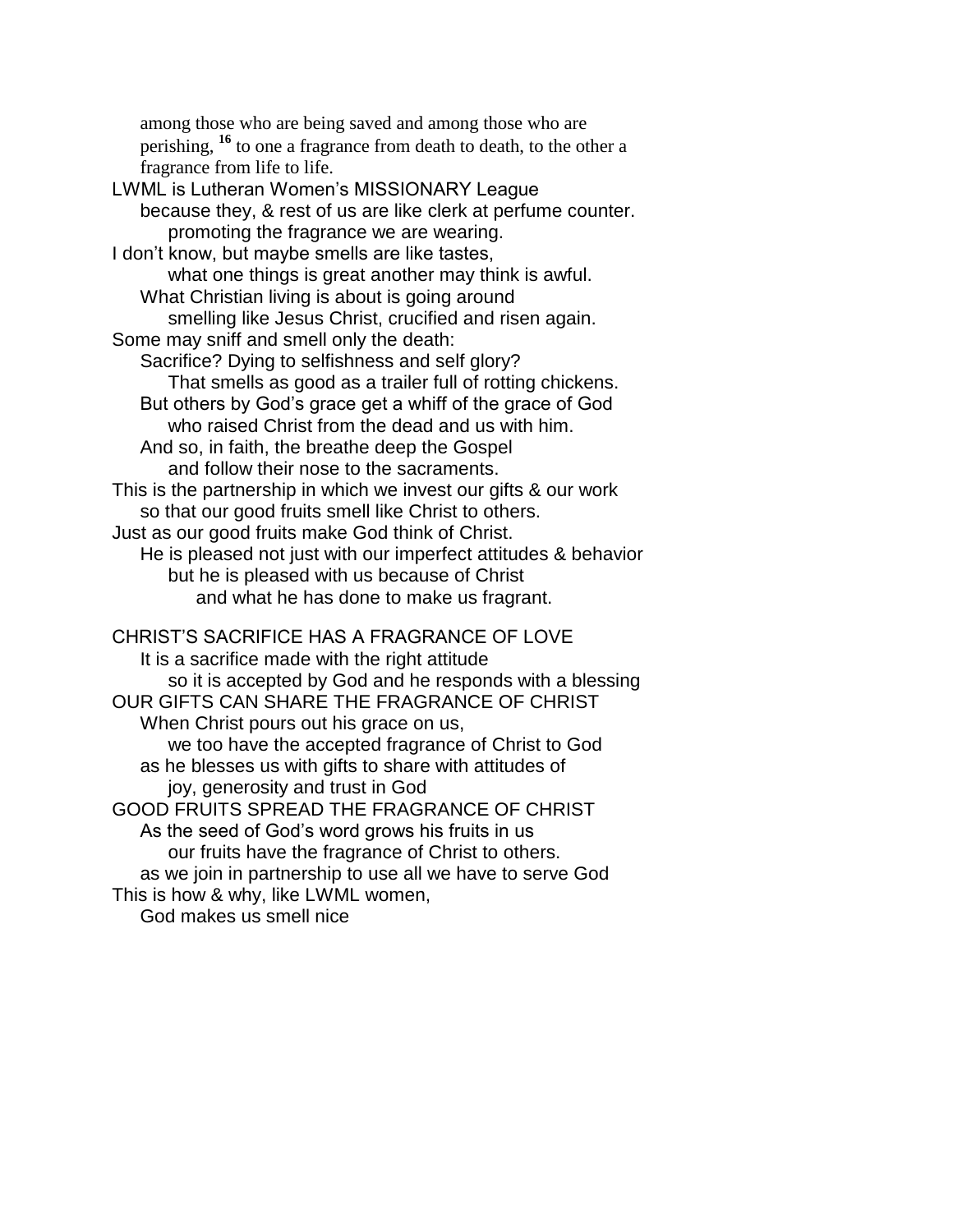among those who are being saved and among those who are perishing, [16] to one a fragrance from death to death, to the other a fragrance from life to life.

LWML is Lutheran Women's MISSIONARY League
because they, & rest of us are like clerk at perfume counter.
promoting the fragrance we are wearing.

I don't know, but maybe smells are like tastes,
what one things is great another may think is awful.
What Christian living is about is going around
smelling like Jesus Christ, crucified and risen again.

Some may sniff and smell only the death:
Sacrifice? Dying to selfishness and self glory?
That smells as good as a trailer full of rotting chickens.
But others by God's grace get a whiff of the grace of God
who raised Christ from the dead and us with him.
And so, in faith, the breathe deep the Gospel
and follow their nose to the sacraments.

This is the partnership in which we invest our gifts & our work
so that our good fruits smell like Christ to others.

Just as our good fruits make God think of Christ.
He is pleased not just with our imperfect attitudes & behavior
but he is pleased with us because of Christ
and what he has done to make us fragrant.

CHRIST'S SACRIFICE HAS A FRAGRANCE OF LOVE
It is a sacrifice made with the right attitude
so it is accepted by God and he responds with a blessing

OUR GIFTS CAN SHARE THE FRAGRANCE OF CHRIST
When Christ pours out his grace on us,
we too have the accepted fragrance of Christ to God
as he blesses us with gifts to share with attitudes of
joy, generosity and trust in God

GOOD FRUITS SPREAD THE FRAGRANCE OF CHRIST
As the seed of God's word grows his fruits in us
our fruits have the fragrance of Christ to others.
as we join in partnership to use all we have to serve God

This is how & why, like LWML women,
God makes us smell nice